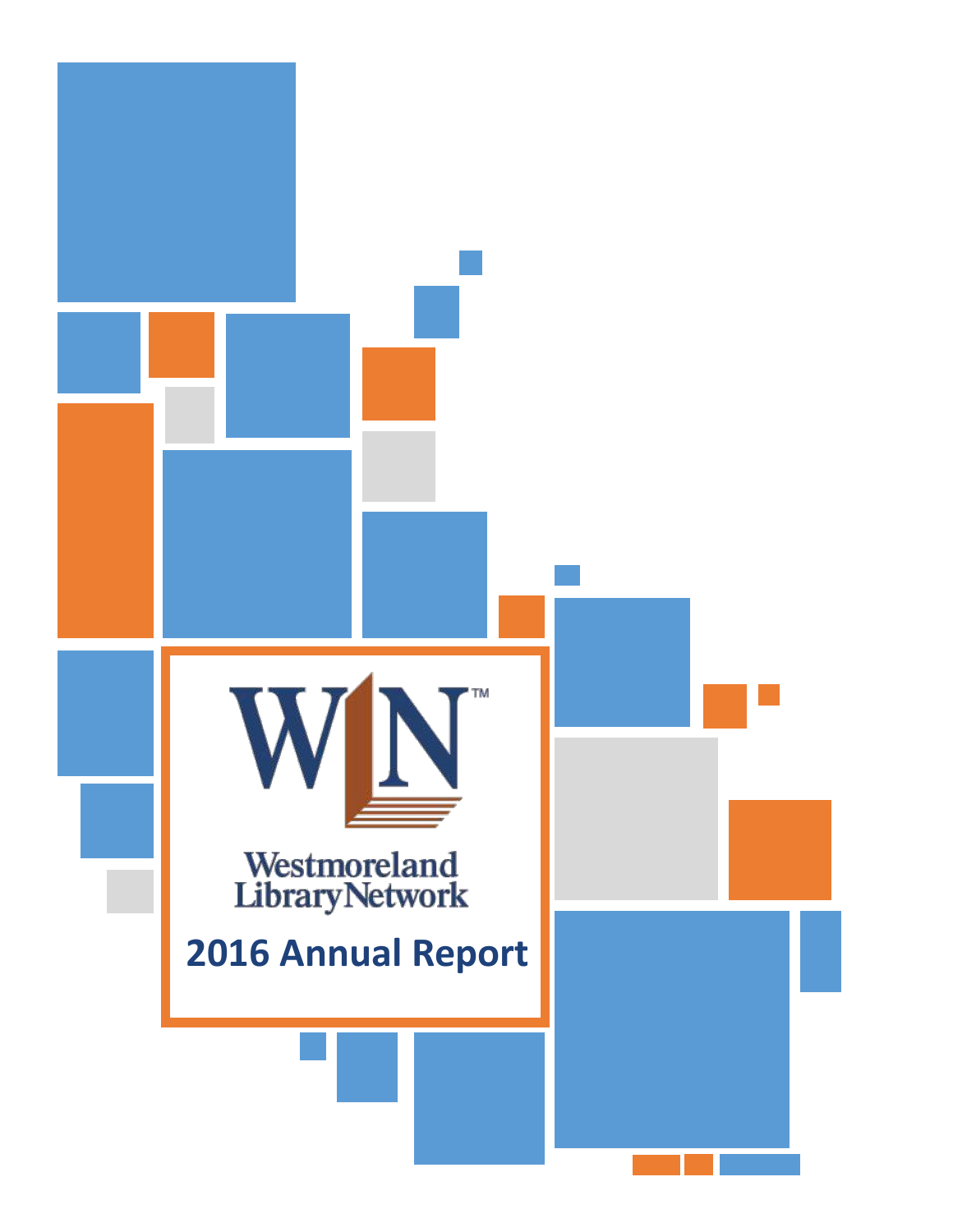WIN™

Westmoreland Library Network

# 2016 Annual Report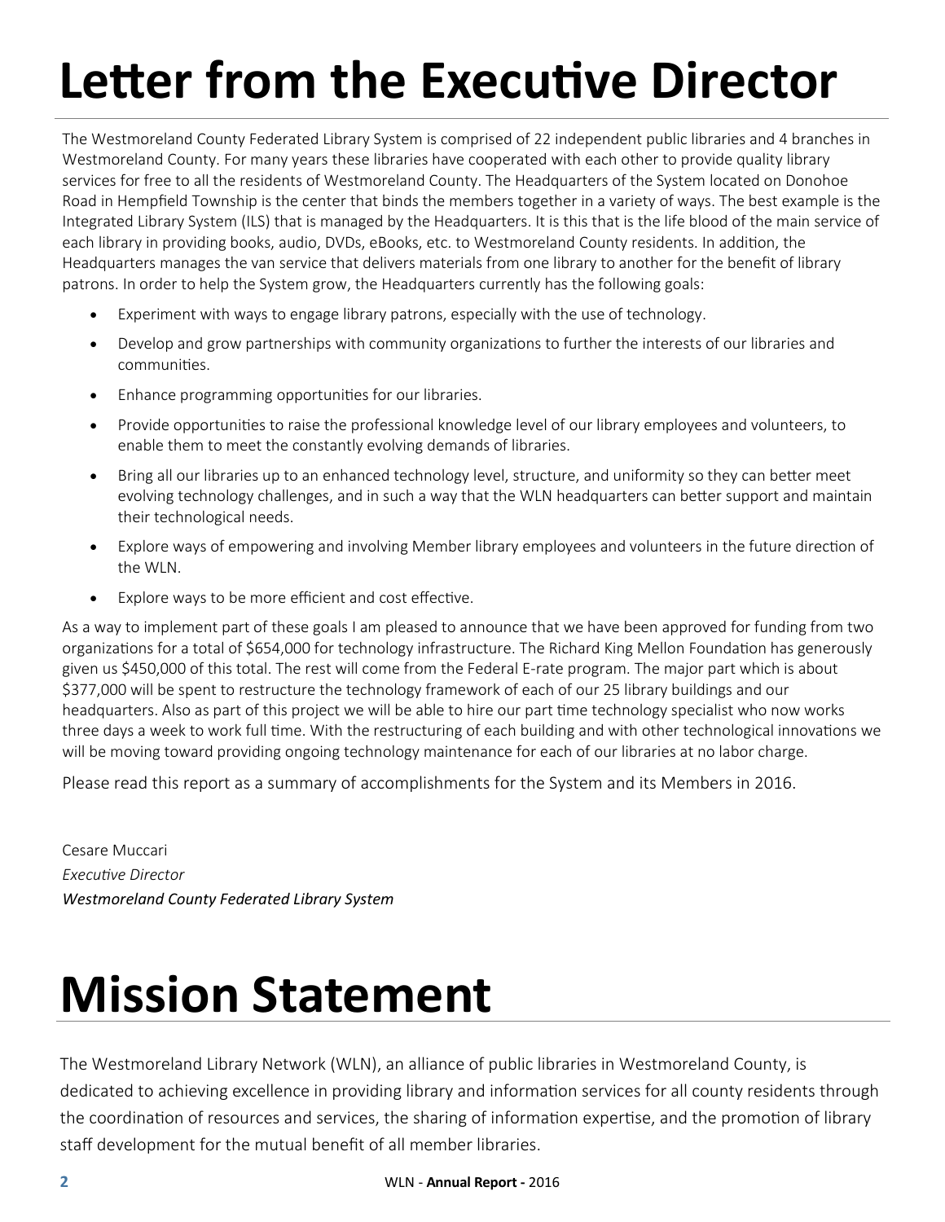# Letter from the Executive Director

The Westmoreland County Federated Library System is comprised of 22 independent public libraries and 4 branches in Westmoreland County. For many years these libraries have cooperated with each other to provide quality library services for free to all the residents of Westmoreland County. The Headquarters of the System located on Donohoe Road in Hempfield Township is the center that binds the members together in a variety of ways. The best example is the Integrated Library System (ILS) that is managed by the Headquarters. It is this that is the life blood of the main service of each library in providing books, audio, DVDs, eBooks, etc. to Westmoreland County residents. In addition, the Headquarters manages the van service that delivers materials from one library to another for the benefit of library patrons. In order to help the System grow, the Headquarters currently has the following goals:

- Experiment with ways to engage library patrons, especially with the use of technology.
- Develop and grow partnerships with community organizations to further the interests of our libraries and communities.
- Enhance programming opportunities for our libraries.
- Provide opportunities to raise the professional knowledge level of our library employees and volunteers, to enable them to meet the constantly evolving demands of libraries.
- Bring all our libraries up to an enhanced technology level, structure, and uniformity so they can better meet evolving technology challenges, and in such a way that the WLN headquarters can better support and maintain their technological needs.
- Explore ways of empowering and involving Member library employees and volunteers in the future direction of the WLN.
- Explore ways to be more efficient and cost effective.

As a way to implement part of these goals I am pleased to announce that we have been approved for funding from two organizations for a total of $654,000 for technology infrastructure. The Richard King Mellon Foundation has generously given us $450,000 of this total. The rest will come from the Federal E-rate program. The major part which is about $377,000 will be spent to restructure the technology framework of each of our 25 library buildings and our headquarters. Also as part of this project we will be able to hire our part time technology specialist who now works three days a week to work full time. With the restructuring of each building and with other technological innovations we will be moving toward providing ongoing technology maintenance for each of our libraries at no labor charge.

Please read this report as a summary of accomplishments for the System and its Members in 2016.

Cesare Muccari
*Executive Director*
*Westmoreland County Federated Library System*

# Mission Statement

The Westmoreland Library Network (WLN), an alliance of public libraries in Westmoreland County, is dedicated to achieving excellence in providing library and information services for all county residents through the coordination of resources and services, the sharing of information expertise, and the promotion of library staff development for the mutual benefit of all member libraries.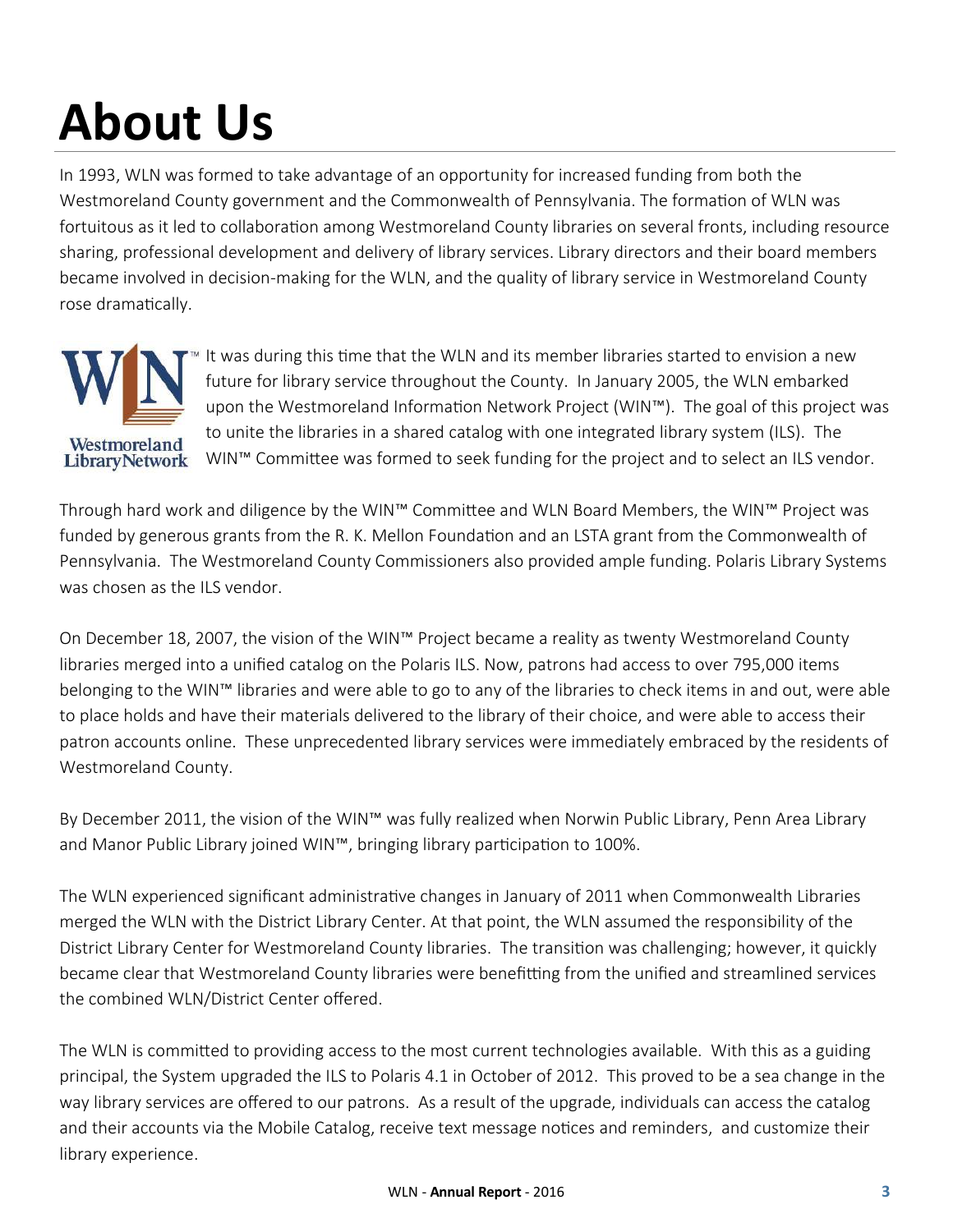# About Us

In 1993, WLN was formed to take advantage of an opportunity for increased funding from both the Westmoreland County government and the Commonwealth of Pennsylvania. The formation of WLN was fortuitous as it led to collaboration among Westmoreland County libraries on several fronts, including resource sharing, professional development and delivery of library services. Library directors and their board members became involved in decision-making for the WLN, and the quality of library service in Westmoreland County rose dramatically.

It was during this time that the WLN and its member libraries started to envision a new future for library service throughout the County. In January 2005, the WLN embarked upon the Westmoreland Information Network Project (WIN™). The goal of this project was to unite the libraries in a shared catalog with one integrated library system (ILS). The WIN™ Committee was formed to seek funding for the project and to select an ILS vendor.

Through hard work and diligence by the WIN™ Committee and WLN Board Members, the WIN™ Project was funded by generous grants from the R. K. Mellon Foundation and an LSTA grant from the Commonwealth of Pennsylvania. The Westmoreland County Commissioners also provided ample funding. Polaris Library Systems was chosen as the ILS vendor.

On December 18, 2007, the vision of the WIN™ Project became a reality as twenty Westmoreland County libraries merged into a unified catalog on the Polaris ILS. Now, patrons had access to over 795,000 items belonging to the WIN™ libraries and were able to go to any of the libraries to check items in and out, were able to place holds and have their materials delivered to the library of their choice, and were able to access their patron accounts online. These unprecedented library services were immediately embraced by the residents of Westmoreland County.

By December 2011, the vision of the WIN™ was fully realized when Norwin Public Library, Penn Area Library and Manor Public Library joined WIN™, bringing library participation to 100%.

The WLN experienced significant administrative changes in January of 2011 when Commonwealth Libraries merged the WLN with the District Library Center. At that point, the WLN assumed the responsibility of the District Library Center for Westmoreland County libraries. The transition was challenging; however, it quickly became clear that Westmoreland County libraries were benefitting from the unified and streamlined services the combined WLN/District Center offered.

The WLN is committed to providing access to the most current technologies available. With this as a guiding principal, the System upgraded the ILS to Polaris 4.1 in October of 2012. This proved to be a sea change in the way library services are offered to our patrons. As a result of the upgrade, individuals can access the catalog and their accounts via the Mobile Catalog, receive text message notices and reminders, and customize their library experience.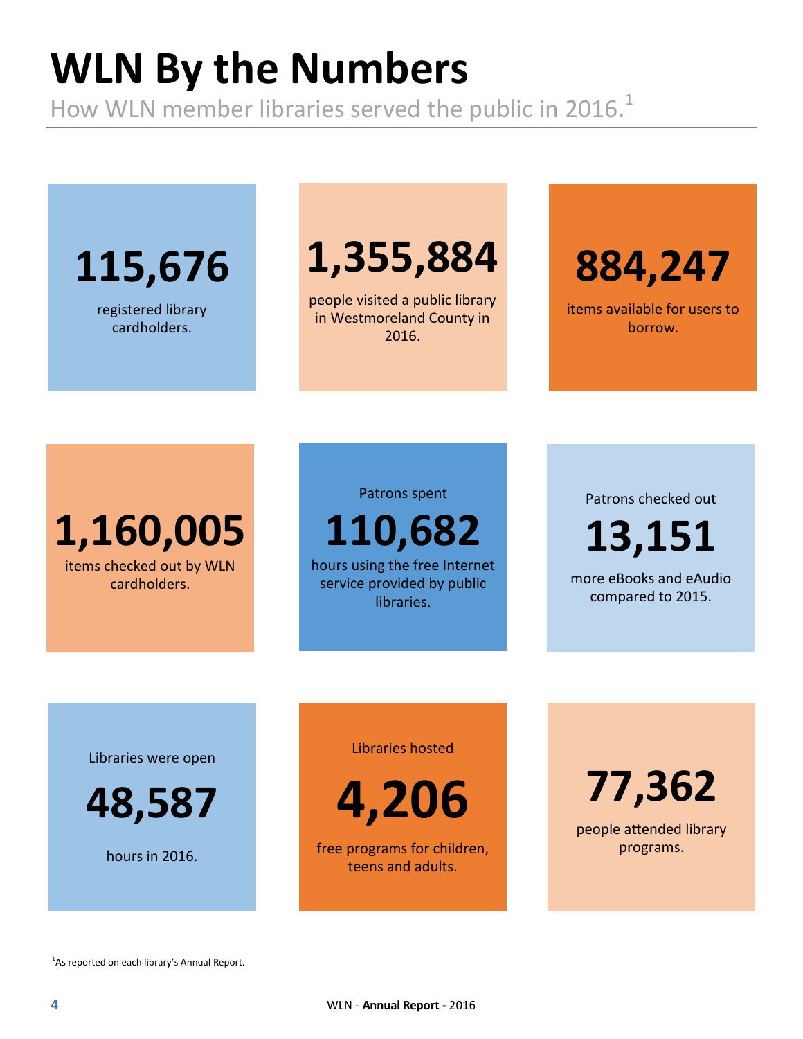# WLN By the Numbers

How WLN member libraries served the public in 2016.[1]

**115,676**

registered library cardholders.

**1,355,884**

people visited a public library in Westmoreland County in 2016.

**884,247**

items available for users to borrow.

**1,160,005**

items checked out by WLN cardholders.

Patrons spent

**110,682**

hours using the free Internet service provided by public libraries.

Patrons checked out

**13,151**

more eBooks and eAudio compared to 2015.

Libraries were open

**48,587**

hours in 2016.

Libraries hosted

**4,206**

free programs for children, teens and adults.

**77,362**

people attended library programs.

[1]As reported on each library's Annual Report.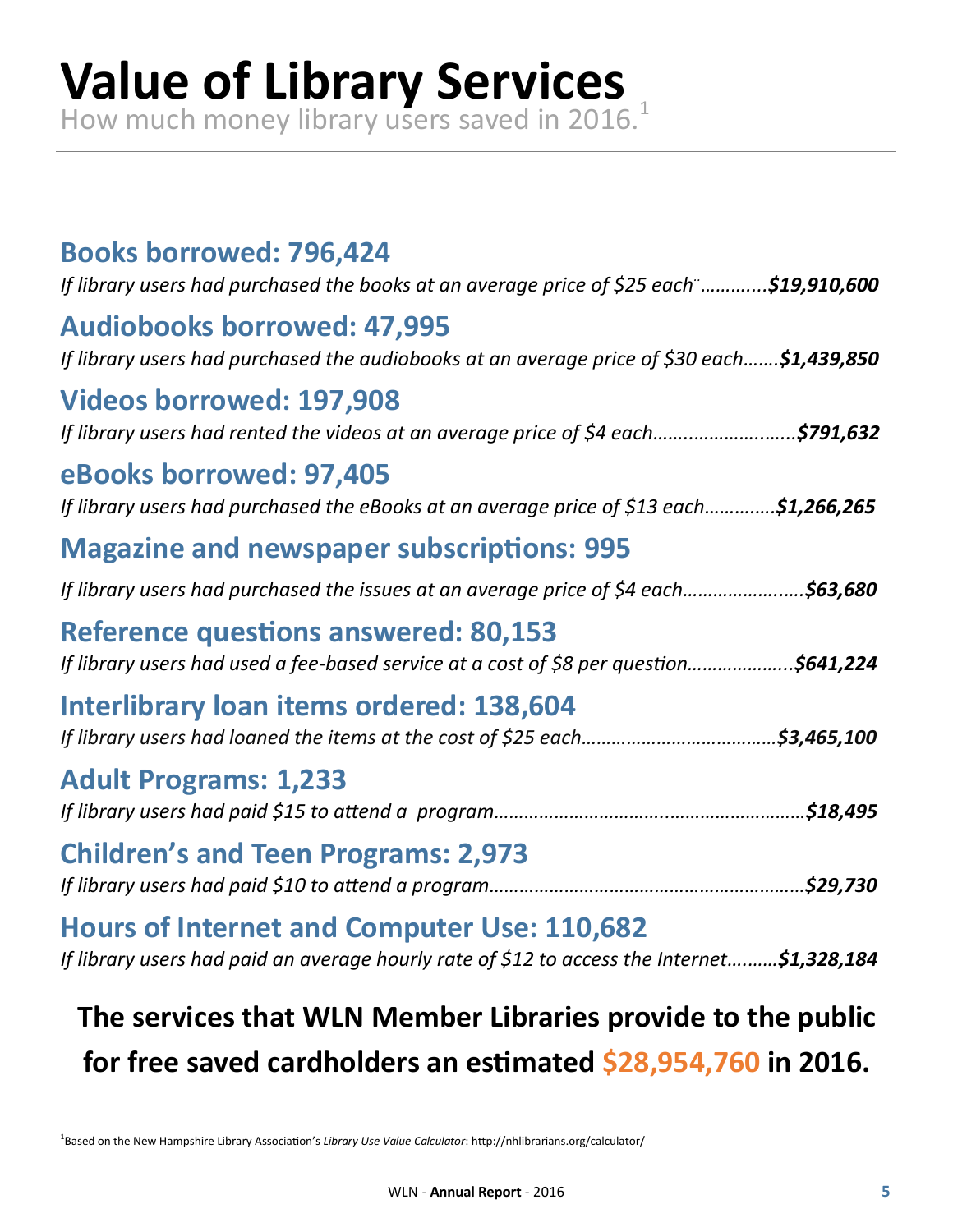# Value of Library Services

How much money library users saved in 2016.[1]

## Books borrowed: 796,424

*If library users had purchased the books at an average price of $25 each…………..**$19,910,600***

## Audiobooks borrowed: 47,995

*If library users had purchased the audiobooks at an average price of $30 each…….**$1,439,850***

## Videos borrowed: 197,908

*If library users had rented the videos at an average price of $4 each……………………….**$791,632***

## eBooks borrowed: 97,405

*If library users had purchased the eBooks at an average price of $13 each…………..**$1,266,265***

## Magazine and newspaper subscriptions: 995

*If library users had purchased the issues at an average price of $4 each……………………**$63,680***

## Reference questions answered: 80,153

*If library users had used a fee-based service at a cost of $8 per question………………..**$641,224***

## Interlibrary loan items ordered: 138,604

*If library users had loaned the items at the cost of $25 each……………………………….**$3,465,100***

## Adult Programs: 1,233

*If library users had paid $15 to attend a program……………………………………………………**$18,495***

## Children's and Teen Programs: 2,973

*If library users had paid $10 to attend a program……………………………………………………**$29,730***

## Hours of Internet and Computer Use: 110,682

*If library users had paid an average hourly rate of $12 to access the Internet……….**$1,328,184***

**The services that WLN Member Libraries provide to the public for free saved cardholders an estimated $28,954,760 in 2016.**

[1]Based on the New Hampshire Library Association's *Library Use Value Calculator*: http://nhlibrarians.org/calculator/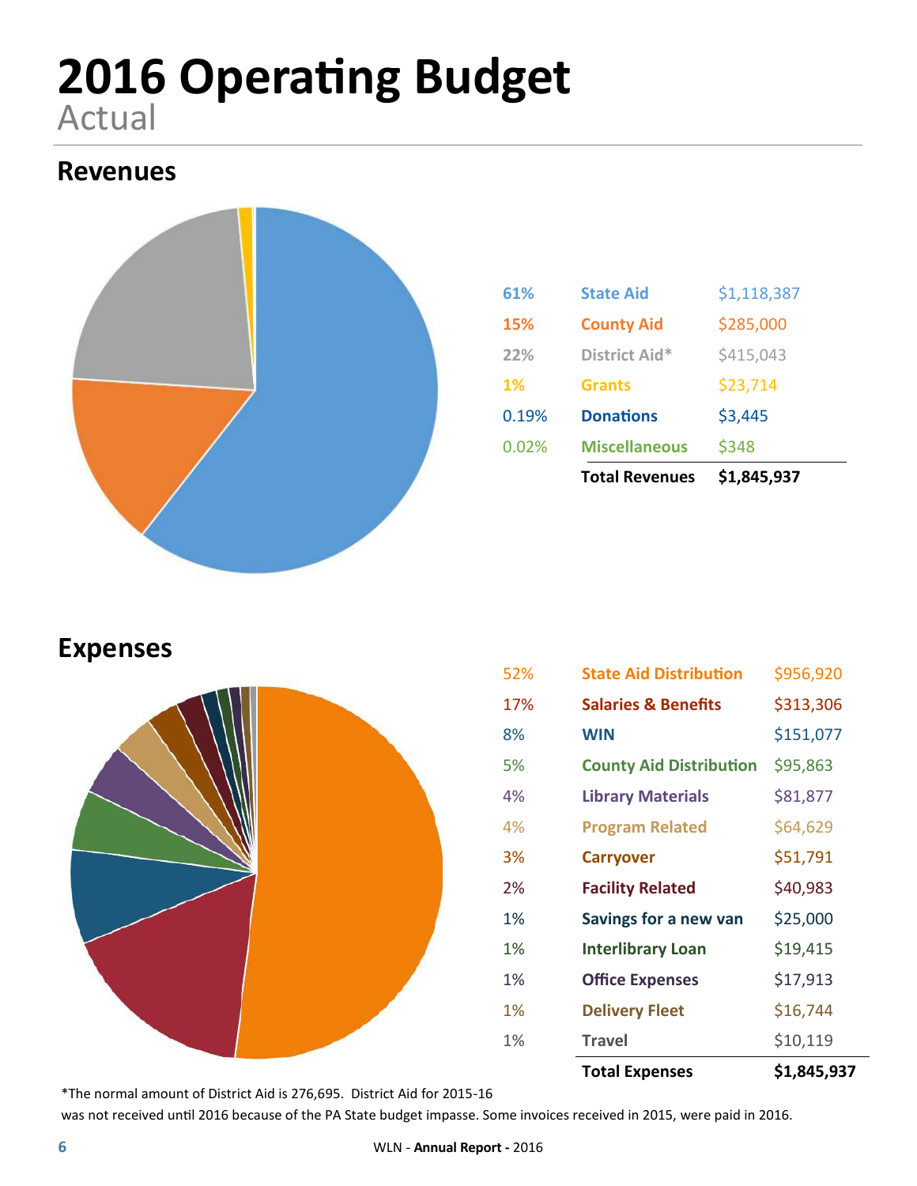# 2016 Operating Budget

Actual

## Revenues

| % | Source | Amount |
|---|---|---|
| 61% | State Aid | $1,118,387 |
| 15% | County Aid | $285,000 |
| 22% | District Aid* | $415,043 |
| 1% | Grants | $23,714 |
| 0.19% | Donations | $3,445 |
| 0.02% | Miscellaneous | $348 |
| | **Total Revenues** | **$1,845,937** |

## Expenses

| % | Expense | Amount |
|---|---|---|
| 52% | State Aid Distribution | $956,920 |
| 17% | Salaries & Benefits | $313,306 |
| 8% | WIN | $151,077 |
| 5% | County Aid Distribution | $95,863 |
| 4% | Library Materials | $81,877 |
| 4% | Program Related | $64,629 |
| 3% | Carryover | $51,791 |
| 2% | Facility Related | $40,983 |
| 1% | Savings for a new van | $25,000 |
| 1% | Interlibrary Loan | $19,415 |
| 1% | Office Expenses | $17,913 |
| 1% | Delivery Fleet | $16,744 |
| 1% | Travel | $10,119 |
| | **Total Expenses** | **$1,845,937** |

*The normal amount of District Aid is 276,695. District Aid for 2015-16 was not received until 2016 because of the PA State budget impasse. Some invoices received in 2015, were paid in 2016.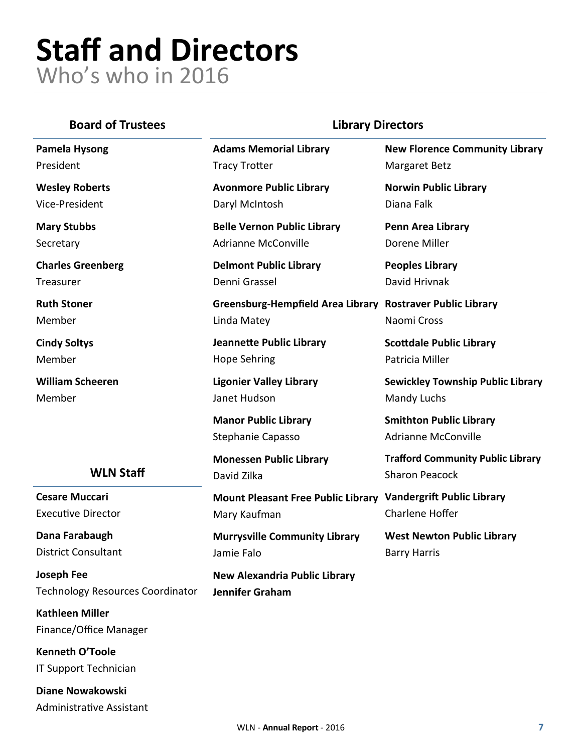# Staff and Directors

Who's who in 2016

## Board of Trustees

**Pamela Hysong**
President

**Wesley Roberts**
Vice-President

**Mary Stubbs**
Secretary

**Charles Greenberg**
Treasurer

**Ruth Stoner**
Member

**Cindy Soltys**
Member

**William Scheeren**
Member

## WLN Staff

**Cesare Muccari**
Executive Director

**Dana Farabaugh**
District Consultant

**Joseph Fee**
Technology Resources Coordinator

**Kathleen Miller**
Finance/Office Manager

**Kenneth O'Toole**
IT Support Technician

**Diane Nowakowski**
Administrative Assistant

## Library Directors

**Adams Memorial Library**
Tracy Trotter

**Avonmore Public Library**
Daryl McIntosh

**Belle Vernon Public Library**
Adrianne McConville

**Delmont Public Library**
Denni Grassel

**Greensburg-Hempfield Area Library**
Linda Matey

**Jeannette Public Library**
Hope Sehring

**Ligonier Valley Library**
Janet Hudson

**Manor Public Library**
Stephanie Capasso

**Monessen Public Library**
David Zilka

**Mount Pleasant Free Public Library**
Mary Kaufman

**Murrysville Community Library**
Jamie Falo

**New Alexandria Public Library**
**Jennifer Graham**

**New Florence Community Library**
Margaret Betz

**Norwin Public Library**
Diana Falk

**Penn Area Library**
Dorene Miller

**Peoples Library**
David Hrivnak

**Rostraver Public Library**
Naomi Cross

**Scottdale Public Library**
Patricia Miller

**Sewickley Township Public Library**
Mandy Luchs

**Smithton Public Library**
Adrianne McConville

**Trafford Community Public Library**
Sharon Peacock

**Vandergrift Public Library**
Charlene Hoffer

**West Newton Public Library**
Barry Harris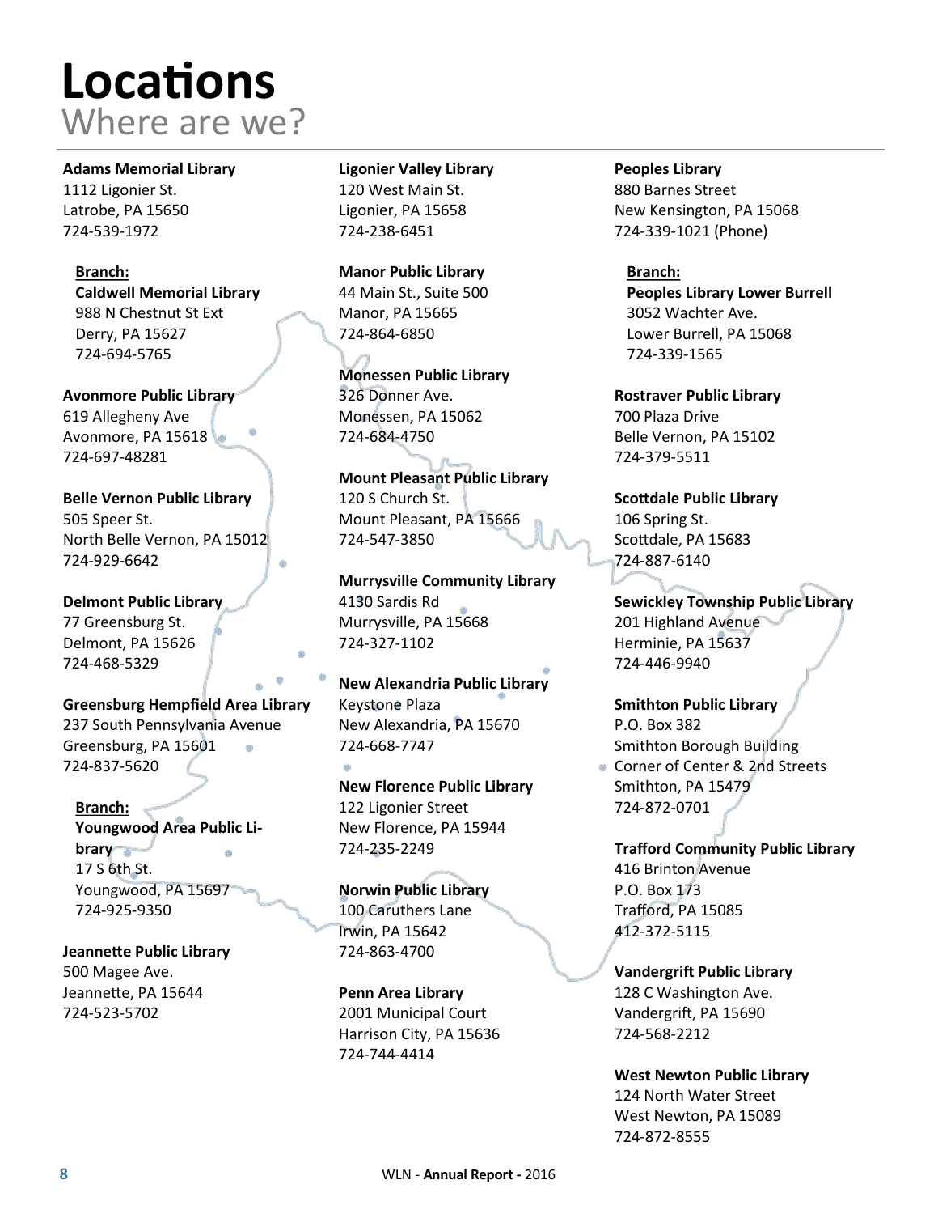# Locations

## Where are we?

**Adams Memorial Library**
1112 Ligonier St.
Latrobe, PA 15650
724-539-1972

**Branch:**
**Caldwell Memorial Library**
988 N Chestnut St Ext
Derry, PA 15627
724-694-5765

**Avonmore Public Library**
619 Allegheny Ave
Avonmore, PA 15618
724-697-48281

**Belle Vernon Public Library**
505 Speer St.
North Belle Vernon, PA 15012
724-929-6642

**Delmont Public Library**
77 Greensburg St.
Delmont, PA 15626
724-468-5329

**Greensburg Hempfield Area Library**
237 South Pennsylvania Avenue
Greensburg, PA 15601
724-837-5620

**Branch:**
**Youngwood Area Public Library**
17 S 6th St.
Youngwood, PA 15697
724-925-9350

**Jeannette Public Library**
500 Magee Ave.
Jeannette, PA 15644
724-523-5702

**Ligonier Valley Library**
120 West Main St.
Ligonier, PA 15658
724-238-6451

**Manor Public Library**
44 Main St., Suite 500
Manor, PA 15665
724-864-6850

**Monessen Public Library**
326 Donner Ave.
Monessen, PA 15062
724-684-4750

**Mount Pleasant Public Library**
120 S Church St.
Mount Pleasant, PA 15666
724-547-3850

**Murrysville Community Library**
4130 Sardis Rd
Murrysville, PA 15668
724-327-1102

**New Alexandria Public Library**
Keystone Plaza
New Alexandria, PA 15670
724-668-7747

**New Florence Public Library**
122 Ligonier Street
New Florence, PA 15944
724-235-2249

**Norwin Public Library**
100 Caruthers Lane
Irwin, PA 15642
724-863-4700

**Penn Area Library**
2001 Municipal Court
Harrison City, PA 15636
724-744-4414

**Peoples Library**
880 Barnes Street
New Kensington, PA 15068
724-339-1021 (Phone)

**Branch:**
**Peoples Library Lower Burrell**
3052 Wachter Ave.
Lower Burrell, PA 15068
724-339-1565

**Rostraver Public Library**
700 Plaza Drive
Belle Vernon, PA 15102
724-379-5511

**Scottdale Public Library**
106 Spring St.
Scottdale, PA 15683
724-887-6140

**Sewickley Township Public Library**
201 Highland Avenue
Herminie, PA 15637
724-446-9940

**Smithton Public Library**
P.O. Box 382
Smithton Borough Building
Corner of Center & 2nd Streets
Smithton, PA 15479
724-872-0701

**Trafford Community Public Library**
416 Brinton Avenue
P.O. Box 173
Trafford, PA 15085
412-372-5115

**Vandergrift Public Library**
128 C Washington Ave.
Vandergrift, PA 15690
724-568-2212

**West Newton Public Library**
124 North Water Street
West Newton, PA 15089
724-872-8555